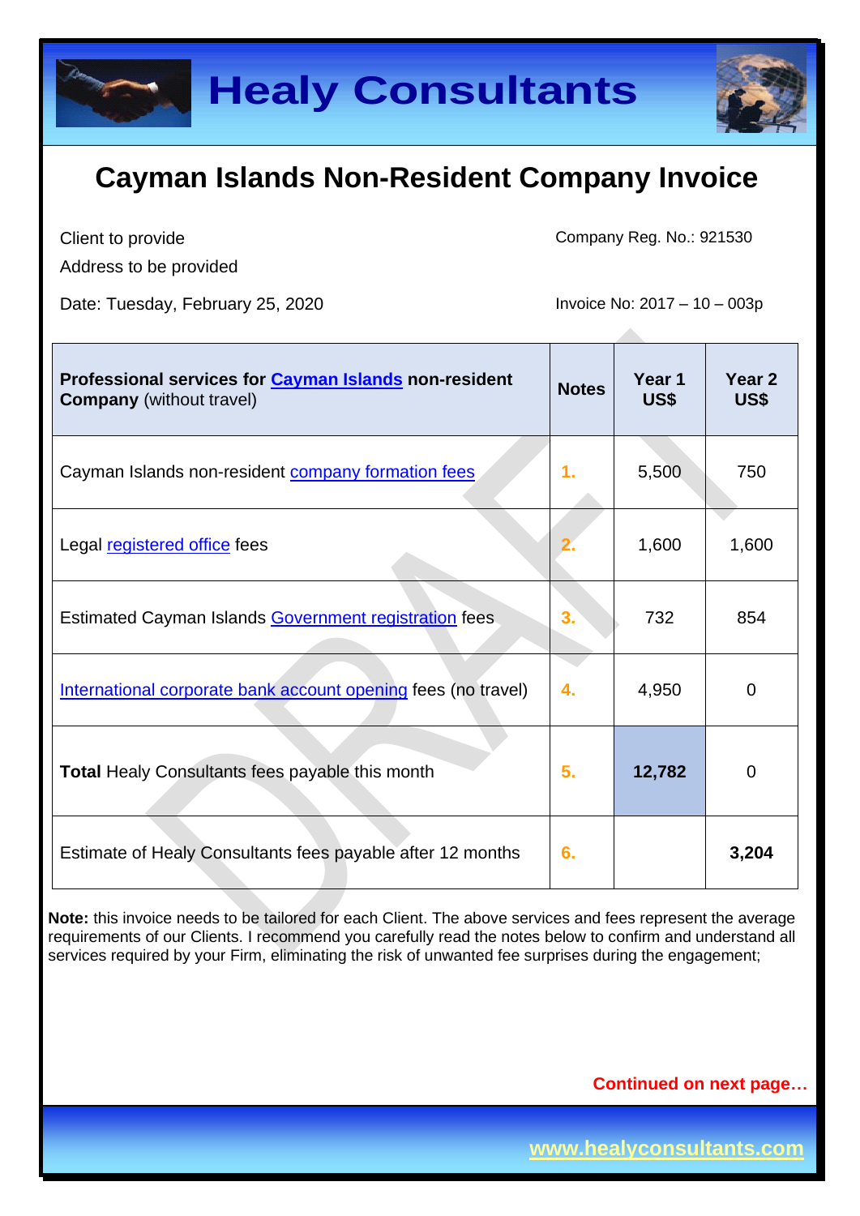# Healy Consultants

## Cayman Islands Non-Resident Company Invoice

Client to provide
Address to be provided

Company Reg. No.: 921530

Date: Tuesday, February 25, 2020

Invoice No: 2017 – 10 – 003p

| **Professional services for Cayman Islands non-resident Company** (without travel) | **Notes** | **Year 1 US$** | **Year 2 US$** |
|---|---|---|---|
| Cayman Islands non-resident company formation fees | 1. | 5,500 | 750 |
| Legal registered office fees | 2. | 1,600 | 1,600 |
| Estimated Cayman Islands Government registration fees | 3. | 732 | 854 |
| International corporate bank account opening fees (no travel) | 4. | 4,950 | 0 |
| **Total** Healy Consultants fees payable this month | 5. | **12,782** | 0 |
| Estimate of Healy Consultants fees payable after 12 months | 6. | | **3,204** |

**Note:** this invoice needs to be tailored for each Client. The above services and fees represent the average requirements of our Clients. I recommend you carefully read the notes below to confirm and understand all services required by your Firm, eliminating the risk of unwanted fee surprises during the engagement;

**Continued on next page…**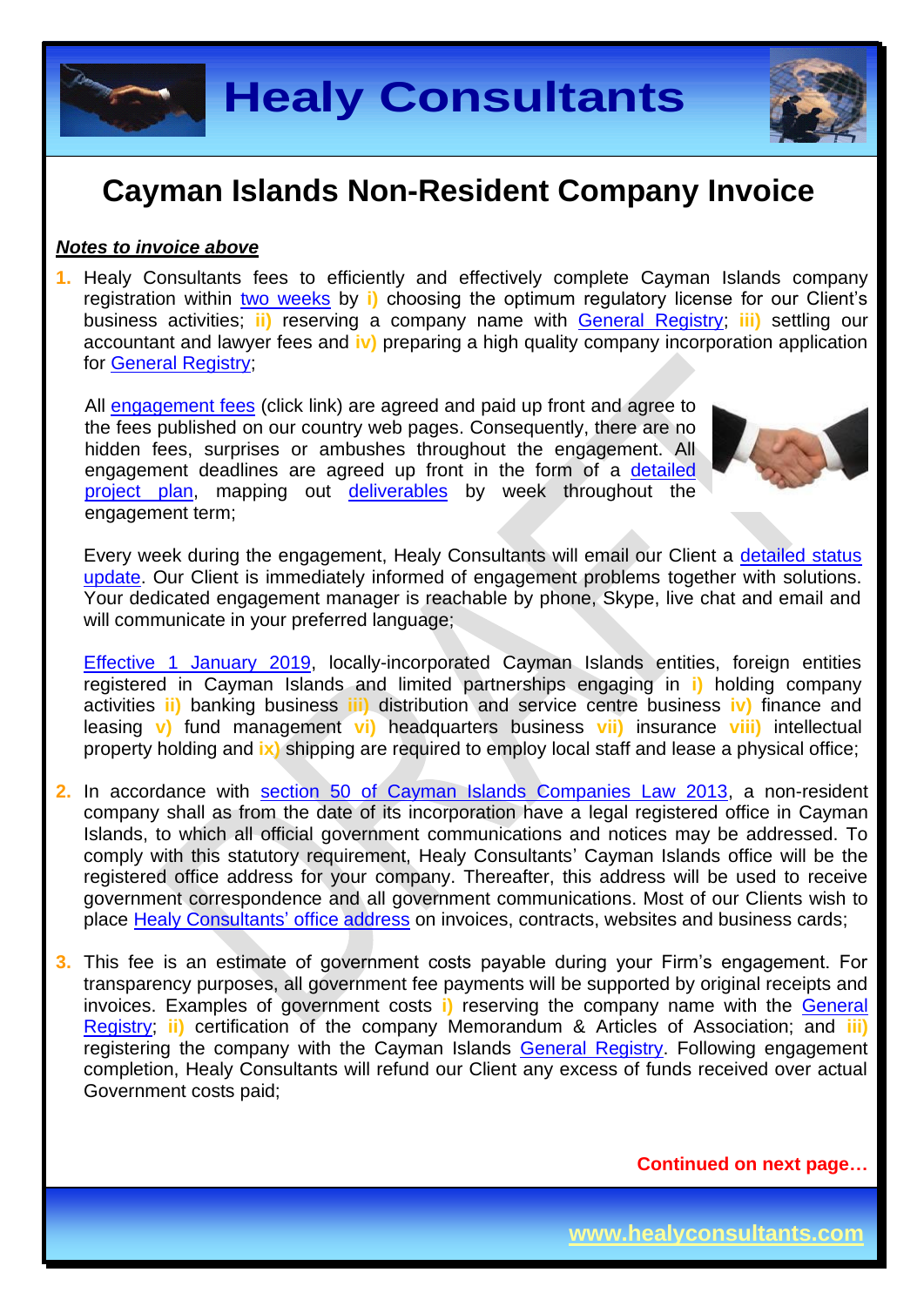# Cayman Islands Non-Resident Company Invoice

***Notes to invoice above***

1. Healy Consultants fees to efficiently and effectively complete Cayman Islands company registration within two weeks by **i)** choosing the optimum regulatory license for our Client's business activities; **ii)** reserving a company name with General Registry; **iii)** settling our accountant and lawyer fees and **iv)** preparing a high quality company incorporation application for General Registry;

   All engagement fees (click link) are agreed and paid up front and agree to the fees published on our country web pages. Consequently, there are no hidden fees, surprises or ambushes throughout the engagement. All engagement deadlines are agreed up front in the form of a detailed project plan, mapping out deliverables by week throughout the engagement term;

   Every week during the engagement, Healy Consultants will email our Client a detailed status update. Our Client is immediately informed of engagement problems together with solutions. Your dedicated engagement manager is reachable by phone, Skype, live chat and email and will communicate in your preferred language;

   Effective 1 January 2019, locally-incorporated Cayman Islands entities, foreign entities registered in Cayman Islands and limited partnerships engaging in **i)** holding company activities **ii)** banking business **iii)** distribution and service centre business **iv)** finance and leasing **v)** fund management **vi)** headquarters business **vii)** insurance **viii)** intellectual property holding and **ix)** shipping are required to employ local staff and lease a physical office;

2. In accordance with section 50 of Cayman Islands Companies Law 2013, a non-resident company shall as from the date of its incorporation have a legal registered office in Cayman Islands, to which all official government communications and notices may be addressed. To comply with this statutory requirement, Healy Consultants' Cayman Islands office will be the registered office address for your company. Thereafter, this address will be used to receive government correspondence and all government communications. Most of our Clients wish to place Healy Consultants' office address on invoices, contracts, websites and business cards;

3. This fee is an estimate of government costs payable during your Firm's engagement. For transparency purposes, all government fee payments will be supported by original receipts and invoices. Examples of government costs **i)** reserving the company name with the General Registry; **ii)** certification of the company Memorandum & Articles of Association; and **iii)** registering the company with the Cayman Islands General Registry. Following engagement completion, Healy Consultants will refund our Client any excess of funds received over actual Government costs paid;

**Continued on next page…**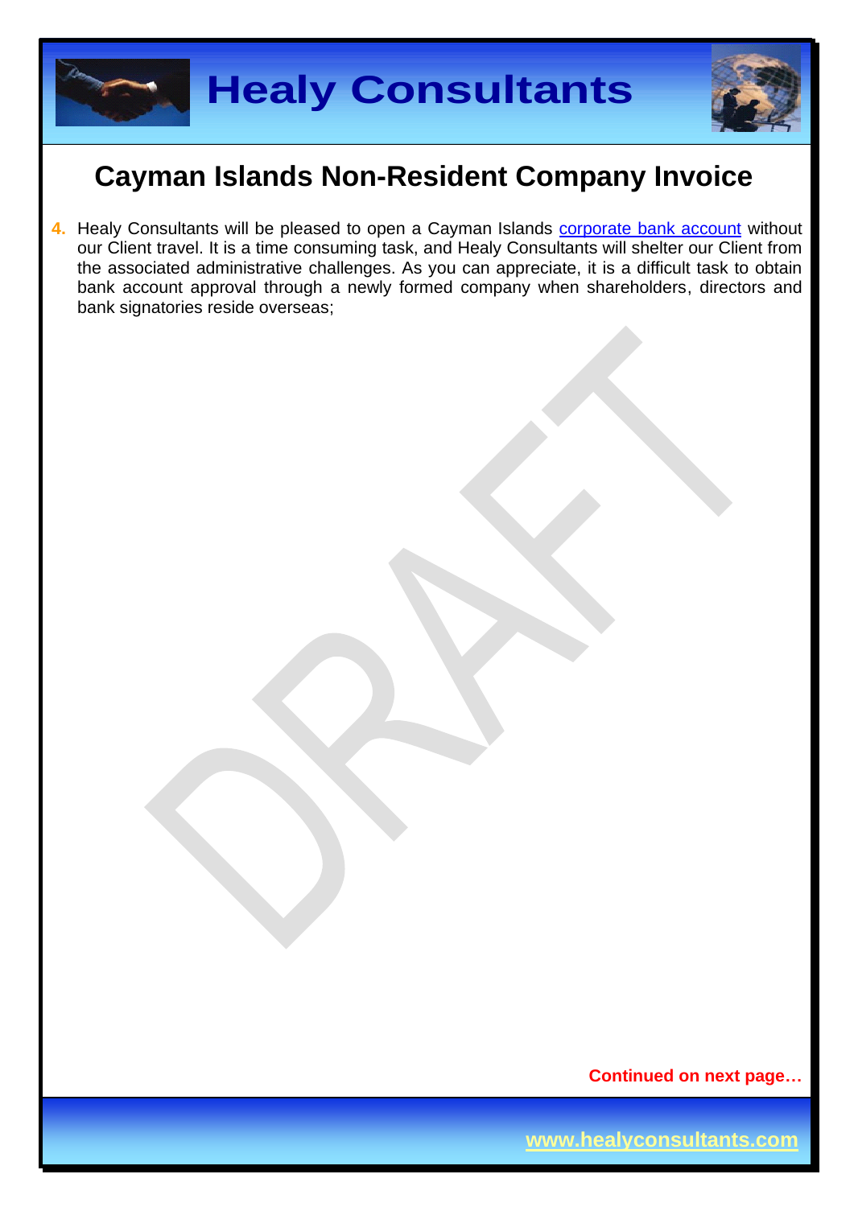# Cayman Islands Non-Resident Company Invoice

4. Healy Consultants will be pleased to open a Cayman Islands corporate bank account without our Client travel. It is a time consuming task, and Healy Consultants will shelter our Client from the associated administrative challenges. As you can appreciate, it is a difficult task to obtain bank account approval through a newly formed company when shareholders, directors and bank signatories reside overseas;

**Continued on next page…**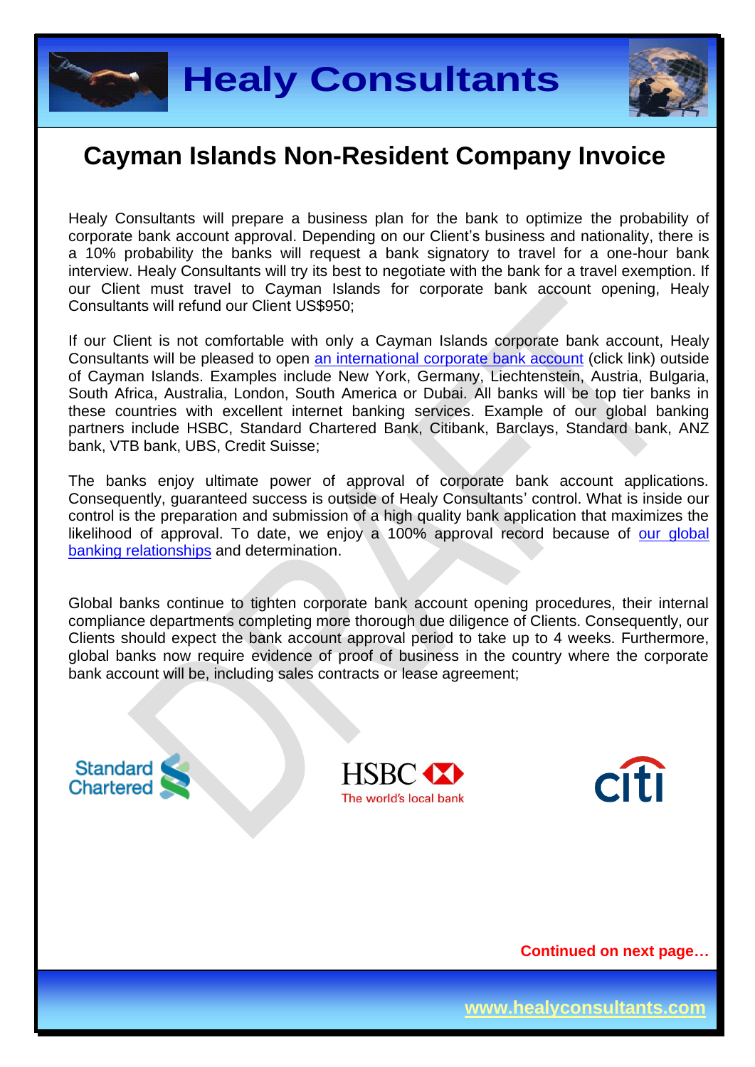# Cayman Islands Non-Resident Company Invoice

Healy Consultants will prepare a business plan for the bank to optimize the probability of corporate bank account approval. Depending on our Client's business and nationality, there is a 10% probability the banks will request a bank signatory to travel for a one-hour bank interview. Healy Consultants will try its best to negotiate with the bank for a travel exemption. If our Client must travel to Cayman Islands for corporate bank account opening, Healy Consultants will refund our Client US$950;

If our Client is not comfortable with only a Cayman Islands corporate bank account, Healy Consultants will be pleased to open [an international corporate bank account] (click link) outside of Cayman Islands. Examples include New York, Germany, Liechtenstein, Austria, Bulgaria, South Africa, Australia, London, South America or Dubai. All banks will be top tier banks in these countries with excellent internet banking services. Example of our global banking partners include HSBC, Standard Chartered Bank, Citibank, Barclays, Standard bank, ANZ bank, VTB bank, UBS, Credit Suisse;

The banks enjoy ultimate power of approval of corporate bank account applications. Consequently, guaranteed success is outside of Healy Consultants' control. What is inside our control is the preparation and submission of a high quality bank application that maximizes the likelihood of approval. To date, we enjoy a 100% approval record because of [our global banking relationships] and determination.

Global banks continue to tighten corporate bank account opening procedures, their internal compliance departments completing more thorough due diligence of Clients. Consequently, our Clients should expect the bank account approval period to take up to 4 weeks. Furthermore, global banks now require evidence of proof of business in the country where the corporate bank account will be, including sales contracts or lease agreement;

Standard Chartered

HSBC
The world's local bank

citi

**Continued on next page…**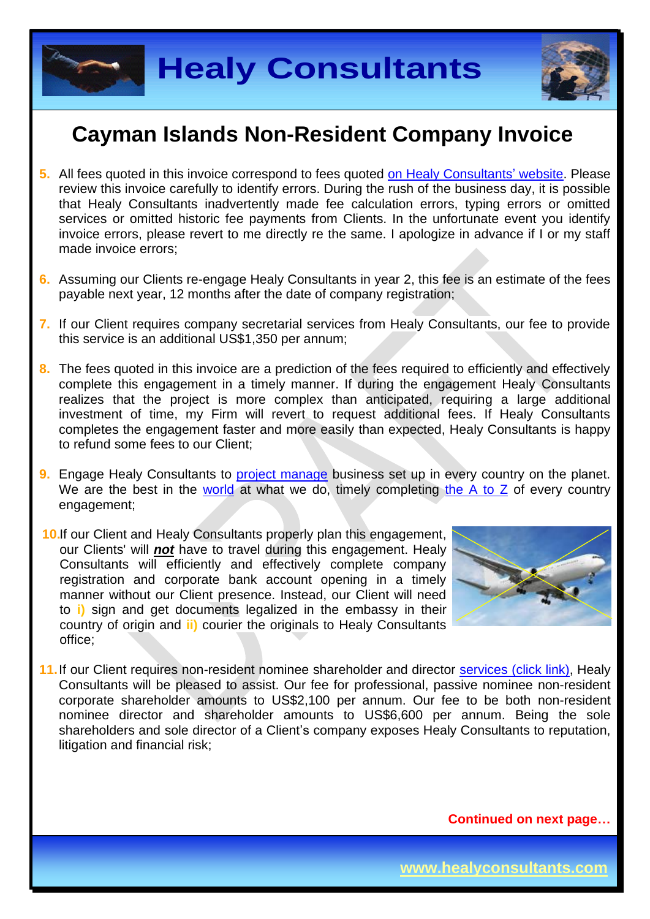# Cayman Islands Non-Resident Company Invoice

5. All fees quoted in this invoice correspond to fees quoted on Healy Consultants' website. Please review this invoice carefully to identify errors. During the rush of the business day, it is possible that Healy Consultants inadvertently made fee calculation errors, typing errors or omitted services or omitted historic fee payments from Clients. In the unfortunate event you identify invoice errors, please revert to me directly re the same. I apologize in advance if I or my staff made invoice errors;

6. Assuming our Clients re-engage Healy Consultants in year 2, this fee is an estimate of the fees payable next year, 12 months after the date of company registration;

7. If our Client requires company secretarial services from Healy Consultants, our fee to provide this service is an additional US$1,350 per annum;

8. The fees quoted in this invoice are a prediction of the fees required to efficiently and effectively complete this engagement in a timely manner. If during the engagement Healy Consultants realizes that the project is more complex than anticipated, requiring a large additional investment of time, my Firm will revert to request additional fees. If Healy Consultants completes the engagement faster and more easily than expected, Healy Consultants is happy to refund some fees to our Client;

9. Engage Healy Consultants to project manage business set up in every country on the planet. We are the best in the world at what we do, timely completing the A to Z of every country engagement;

10. If our Client and Healy Consultants properly plan this engagement, our Clients' will ***not*** have to travel during this engagement. Healy Consultants will efficiently and effectively complete company registration and corporate bank account opening in a timely manner without our Client presence. Instead, our Client will need to **i)** sign and get documents legalized in the embassy in their country of origin and **ii)** courier the originals to Healy Consultants office;

11. If our Client requires non-resident nominee shareholder and director services (click link), Healy Consultants will be pleased to assist. Our fee for professional, passive nominee non-resident corporate shareholder amounts to US$2,100 per annum. Our fee to be both non-resident nominee director and shareholder amounts to US$6,600 per annum. Being the sole shareholders and sole director of a Client's company exposes Healy Consultants to reputation, litigation and financial risk;

**Continued on next page…**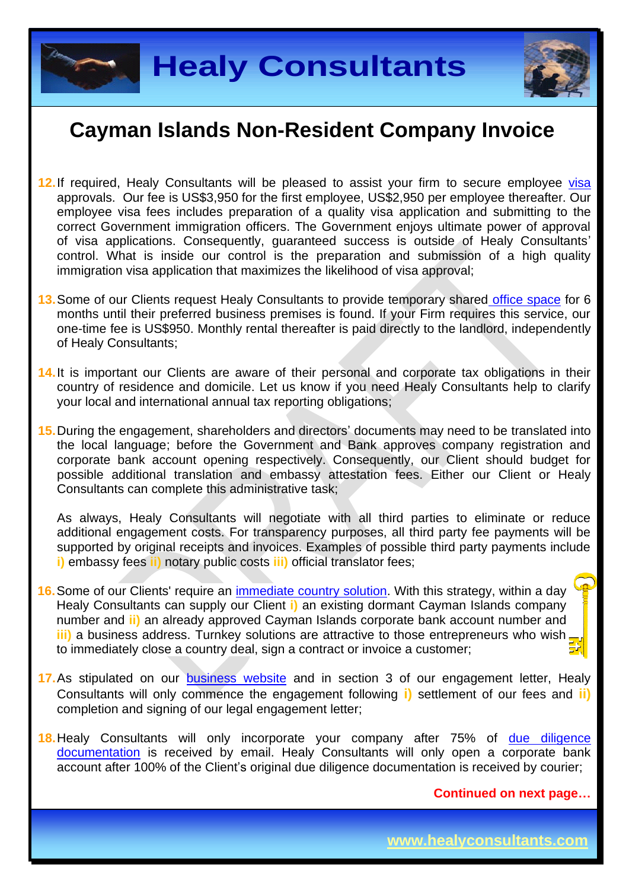# Cayman Islands Non-Resident Company Invoice

12. If required, Healy Consultants will be pleased to assist your firm to secure employee visa approvals. Our fee is US$3,950 for the first employee, US$2,950 per employee thereafter. Our employee visa fees includes preparation of a quality visa application and submitting to the correct Government immigration officers. The Government enjoys ultimate power of approval of visa applications. Consequently, guaranteed success is outside of Healy Consultants' control. What is inside our control is the preparation and submission of a high quality immigration visa application that maximizes the likelihood of visa approval;

13. Some of our Clients request Healy Consultants to provide temporary shared office space for 6 months until their preferred business premises is found. If your Firm requires this service, our one-time fee is US$950. Monthly rental thereafter is paid directly to the landlord, independently of Healy Consultants;

14. It is important our Clients are aware of their personal and corporate tax obligations in their country of residence and domicile. Let us know if you need Healy Consultants help to clarify your local and international annual tax reporting obligations;

15. During the engagement, shareholders and directors' documents may need to be translated into the local language; before the Government and Bank approves company registration and corporate bank account opening respectively. Consequently, our Client should budget for possible additional translation and embassy attestation fees. Either our Client or Healy Consultants can complete this administrative task;

    As always, Healy Consultants will negotiate with all third parties to eliminate or reduce additional engagement costs. For transparency purposes, all third party fee payments will be supported by original receipts and invoices. Examples of possible third party payments include **i)** embassy fees **ii)** notary public costs **iii)** official translator fees;

16. Some of our Clients' require an immediate country solution. With this strategy, within a day Healy Consultants can supply our Client **i)** an existing dormant Cayman Islands company number and **ii)** an already approved Cayman Islands corporate bank account number and **iii)** a business address. Turnkey solutions are attractive to those entrepreneurs who wish to immediately close a country deal, sign a contract or invoice a customer;

17. As stipulated on our business website and in section 3 of our engagement letter, Healy Consultants will only commence the engagement following **i)** settlement of our fees and **ii)** completion and signing of our legal engagement letter;

18. Healy Consultants will only incorporate your company after 75% of due diligence documentation is received by email. Healy Consultants will only open a corporate bank account after 100% of the Client's original due diligence documentation is received by courier;

**Continued on next page…**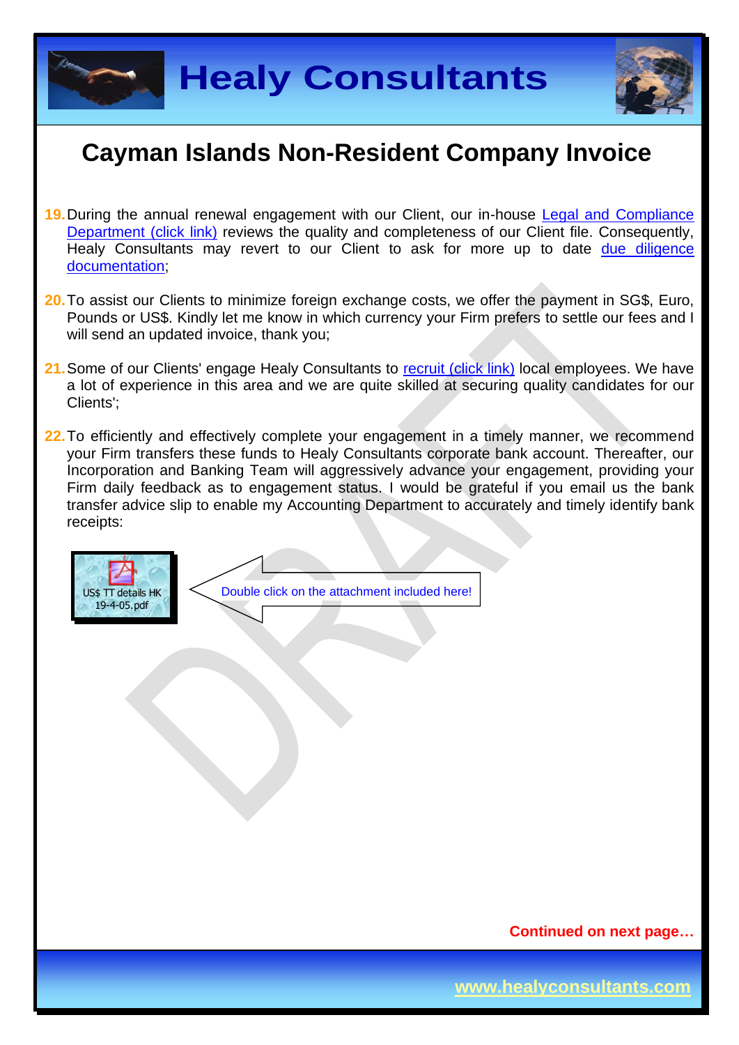# Cayman Islands Non-Resident Company Invoice

19. During the annual renewal engagement with our Client, our in-house Legal and Compliance Department (click link) reviews the quality and completeness of our Client file. Consequently, Healy Consultants may revert to our Client to ask for more up to date due diligence documentation;

20. To assist our Clients to minimize foreign exchange costs, we offer the payment in SG$, Euro, Pounds or US$. Kindly let me know in which currency your Firm prefers to settle our fees and I will send an updated invoice, thank you;

21. Some of our Clients' engage Healy Consultants to recruit (click link) local employees. We have a lot of experience in this area and we are quite skilled at securing quality candidates for our Clients';

22. To efficiently and effectively complete your engagement in a timely manner, we recommend your Firm transfers these funds to Healy Consultants corporate bank account. Thereafter, our Incorporation and Banking Team will aggressively advance your engagement, providing your Firm daily feedback as to engagement status. I would be grateful if you email us the bank transfer advice slip to enable my Accounting Department to accurately and timely identify bank receipts:

US$ TT details HK 19-4-05.pdf

Double click on the attachment included here!

**Continued on next page…**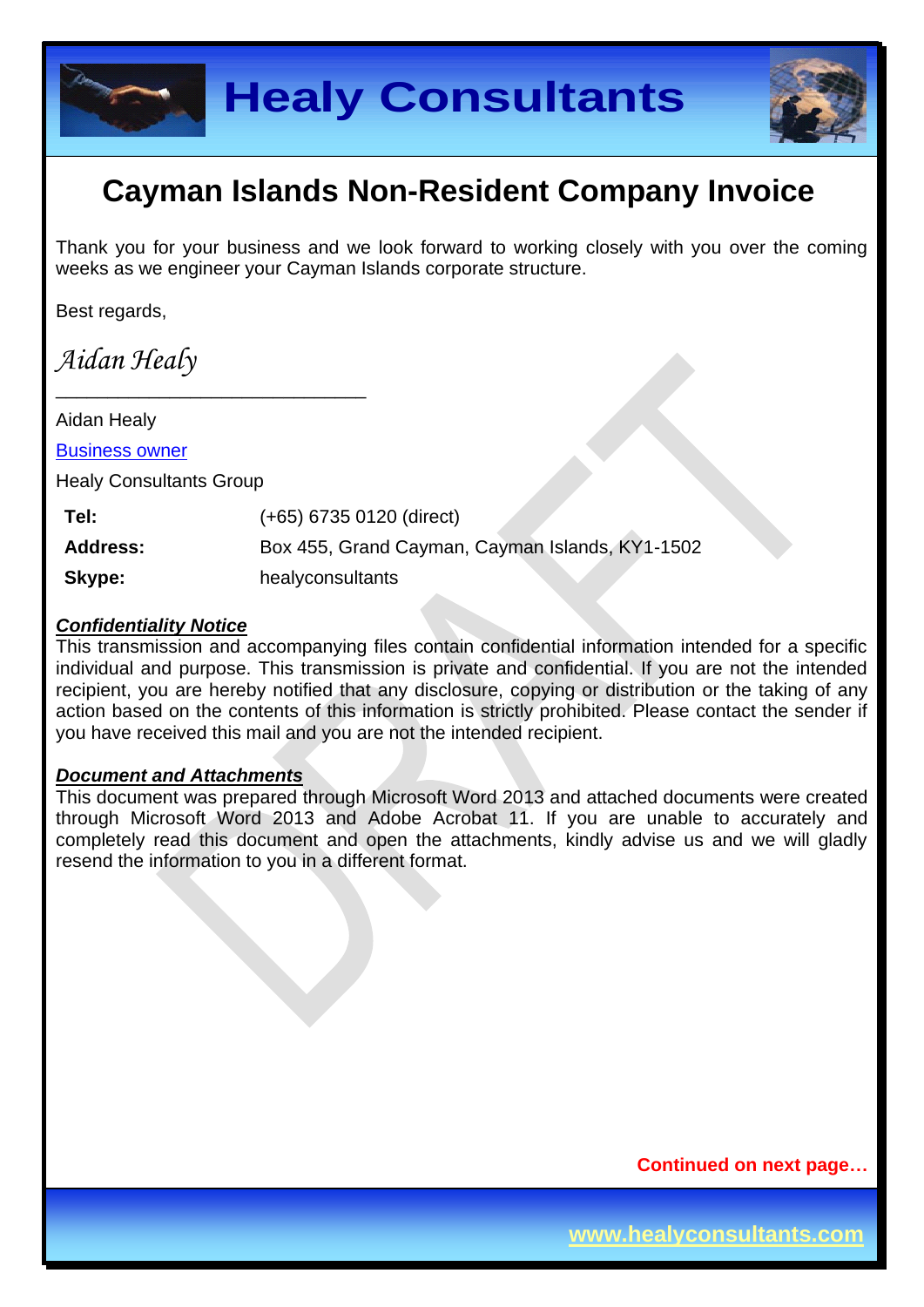# Cayman Islands Non-Resident Company Invoice

Thank you for your business and we look forward to working closely with you over the coming weeks as we engineer your Cayman Islands corporate structure.

Best regards,

*Aidan Healy*

______________________________

Aidan Healy

Business owner

Healy Consultants Group

| | |
|---|---|
| **Tel:** | (+65) 6735 0120 (direct) |
| **Address:** | Box 455, Grand Cayman, Cayman Islands, KY1-1502 |
| **Skype:** | healyconsultants |

***Confidentiality Notice***

This transmission and accompanying files contain confidential information intended for a specific individual and purpose. This transmission is private and confidential. If you are not the intended recipient, you are hereby notified that any disclosure, copying or distribution or the taking of any action based on the contents of this information is strictly prohibited. Please contact the sender if you have received this mail and you are not the intended recipient.

***Document and Attachments***

This document was prepared through Microsoft Word 2013 and attached documents were created through Microsoft Word 2013 and Adobe Acrobat 11. If you are unable to accurately and completely read this document and open the attachments, kindly advise us and we will gladly resend the information to you in a different format.

**Continued on next page…**